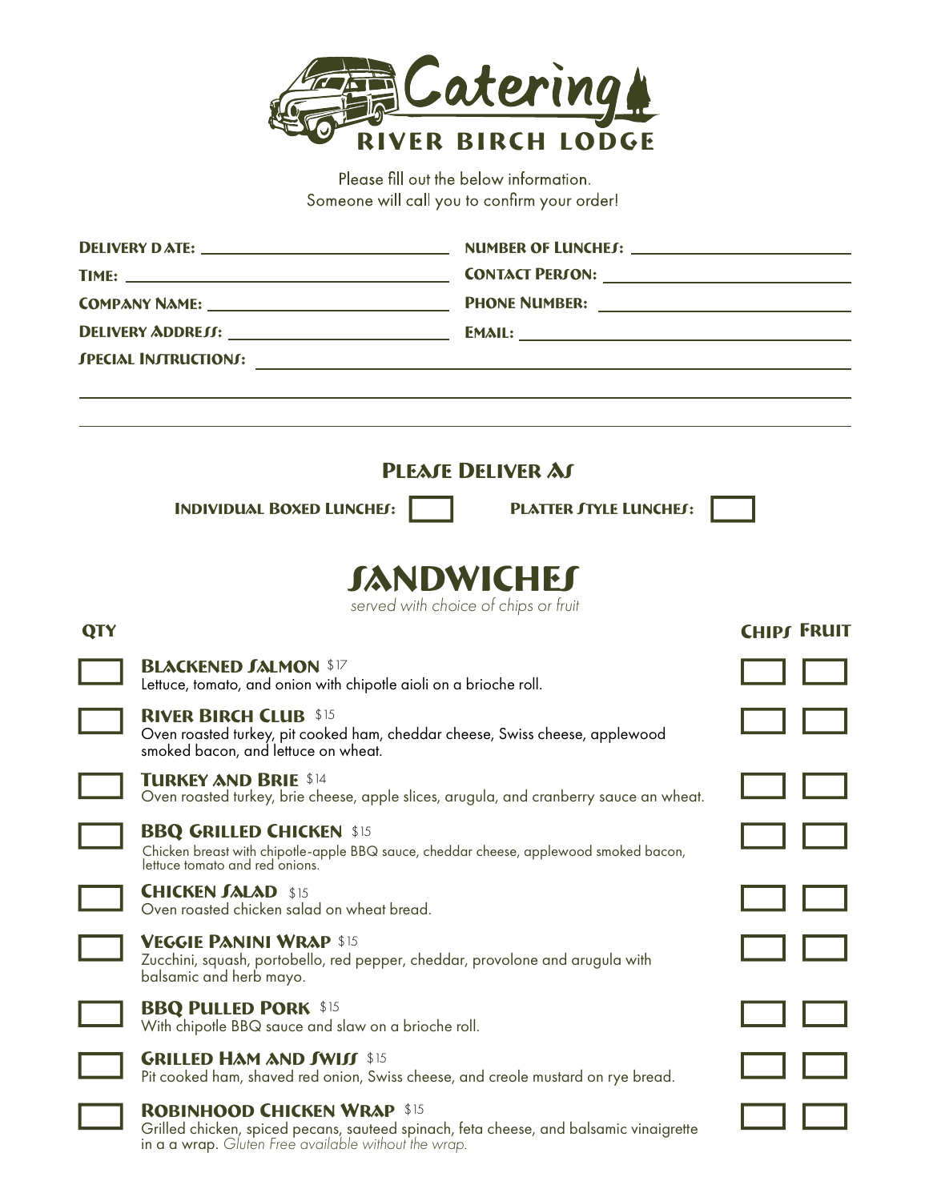# Catering
## RIVER BIRCH LODGE

Please fill out the below information.
Someone will call you to confirm your order!

**DELIVERY DATE:** ______________________ **NUMBER OF LUNCHES:** ______________________

**TIME:** ______________________ **CONTACT PERSON:** ______________________

**COMPANY NAME:** ______________________ **PHONE NUMBER:** ______________________

**DELIVERY ADDRESS:** ______________________ **EMAIL:** ______________________

**SPECIAL INSTRUCTIONS:** ______________________________________________

______________________________________________

______________________________________________

## PLEASE DELIVER AS

**INDIVIDUAL BOXED LUNCHES:** ☐ **PLATTER STYLE LUNCHES:** ☐

## SANDWICHES

*served with choice of chips or fruit*

| QTY | Item | CHIPS | FRUIT |
|---|---|---|---|
| ☐ | **BLACKENED SALMON** $17<br>Lettuce, tomato, and onion with chipotle aioli on a brioche roll. | ☐ | ☐ |
| ☐ | **RIVER BIRCH CLUB** $15<br>Oven roasted turkey, pit cooked ham, cheddar cheese, Swiss cheese, applewood smoked bacon, and lettuce on wheat. | ☐ | ☐ |
| ☐ | **TURKEY AND BRIE** $14<br>Oven roasted turkey, brie cheese, apple slices, arugula, and cranberry sauce an wheat. | ☐ | ☐ |
| ☐ | **BBQ GRILLED CHICKEN** $15<br>Chicken breast with chipotle-apple BBQ sauce, cheddar cheese, applewood smoked bacon, lettuce tomato and red onions. | ☐ | ☐ |
| ☐ | **CHICKEN SALAD** $15<br>Oven roasted chicken salad on wheat bread. | ☐ | ☐ |
| ☐ | **VEGGIE PANINI WRAP** $15<br>Zucchini, squash, portobello, red pepper, cheddar, provolone and arugula with balsamic and herb mayo. | ☐ | ☐ |
| ☐ | **BBQ PULLED PORK** $15<br>With chipotle BBQ sauce and slaw on a brioche roll. | ☐ | ☐ |
| ☐ | **GRILLED HAM AND SWISS** $15<br>Pit cooked ham, shaved red onion, Swiss cheese, and creole mustard on rye bread. | ☐ | ☐ |
| ☐ | **ROBINHOOD CHICKEN WRAP** $15<br>Grilled chicken, spiced pecans, sauteed spinach, feta cheese, and balsamic vinaigrette in a a wrap. *Gluten Free available without the wrap.* | ☐ | ☐ |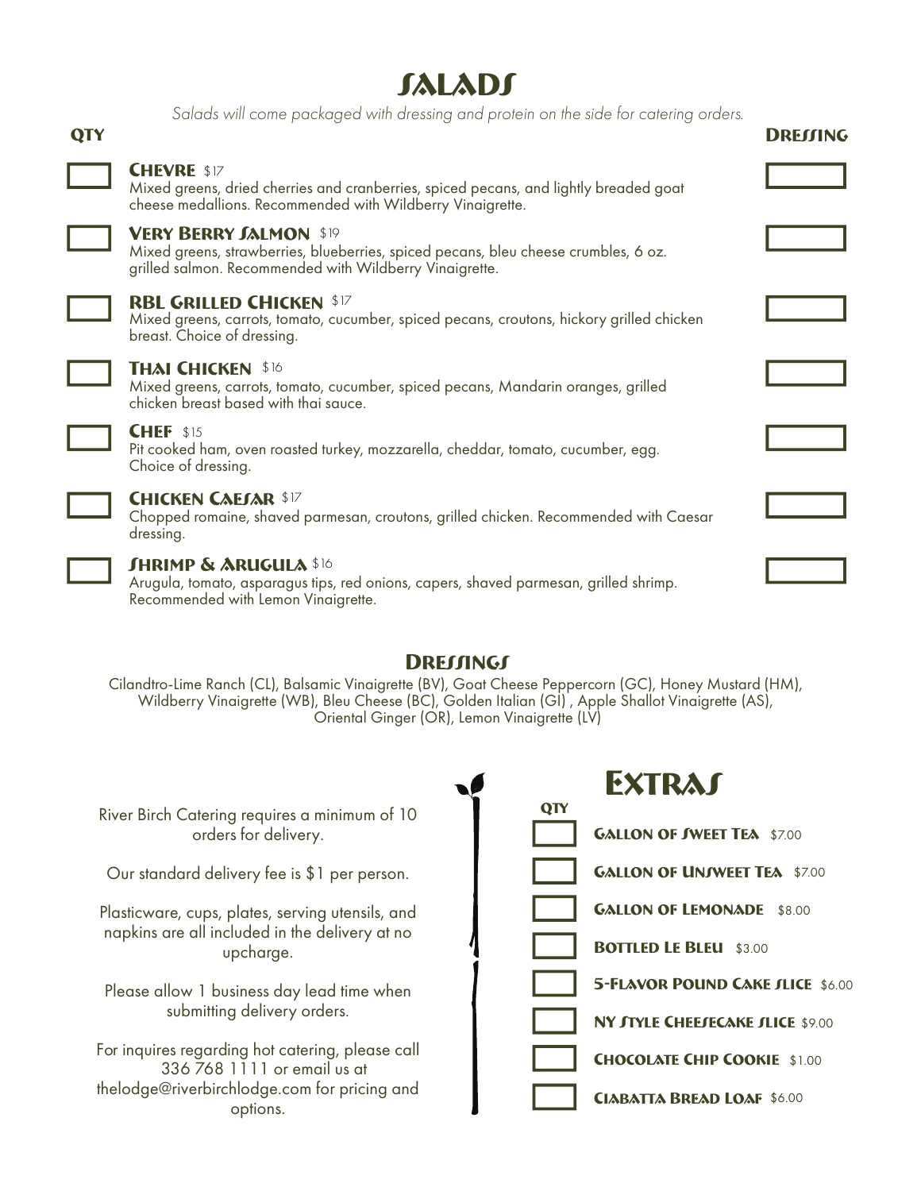# Salads

*Salads will come packaged with dressing and protein on the side for catering orders.*

| QTY | | Dressing |
|---|---|---|
| | **Chevre** $17<br>Mixed greens, dried cherries and cranberries, spiced pecans, and lightly breaded goat cheese medallions. Recommended with Wildberry Vinaigrette. | |
| | **Very Berry Salmon** $19<br>Mixed greens, strawberries, blueberries, spiced pecans, bleu cheese crumbles, 6 oz. grilled salmon. Recommended with Wildberry Vinaigrette. | |
| | **RBL Grilled Chicken** $17<br>Mixed greens, carrots, tomato, cucumber, spiced pecans, croutons, hickory grilled chicken breast. Choice of dressing. | |
| | **Thai Chicken** $16<br>Mixed greens, carrots, tomato, cucumber, spiced pecans, Mandarin oranges, grilled chicken breast based with thai sauce. | |
| | **Chef** $15<br>Pit cooked ham, oven roasted turkey, mozzarella, cheddar, tomato, cucumber, egg. Choice of dressing. | |
| | **Chicken Caesar** $17<br>Chopped romaine, shaved parmesan, croutons, grilled chicken. Recommended with Caesar dressing. | |
| | **Shrimp & Arugula** $16<br>Arugula, tomato, asparagus tips, red onions, capers, shaved parmesan, grilled shrimp. Recommended with Lemon Vinaigrette. | |

## Dressings

Cilandtro-Lime Ranch (CL), Balsamic Vinaigrette (BV), Goat Cheese Peppercorn (GC), Honey Mustard (HM), Wildberry Vinaigrette (WB), Bleu Cheese (BC), Golden Italian (GI) , Apple Shallot Vinaigrette (AS), Oriental Ginger (OR), Lemon Vinaigrette (LV)

River Birch Catering requires a minimum of 10 orders for delivery.

Our standard delivery fee is $1 per person.

Plasticware, cups, plates, serving utensils, and napkins are all included in the delivery at no upcharge.

Please allow 1 business day lead time when submitting delivery orders.

For inquires regarding hot catering, please call 336 768 1111 or email us at thelodge@riverbirchlodge.com for pricing and options.

# Extras

| QTY | |
|---|---|
| | **Gallon of Sweet Tea** $7.00 |
| | **Gallon of Unsweet Tea** $7.00 |
| | **Gallon of Lemonade** $8.00 |
| | **Bottled Le Bleu** $3.00 |
| | **5-Flavor Pound Cake Slice** $6.00 |
| | **NY Style Cheesecake Slice** $9.00 |
| | **Chocolate Chip Cookie** $1.00 |
| | **Ciabatta Bread Loaf** $6.00 |